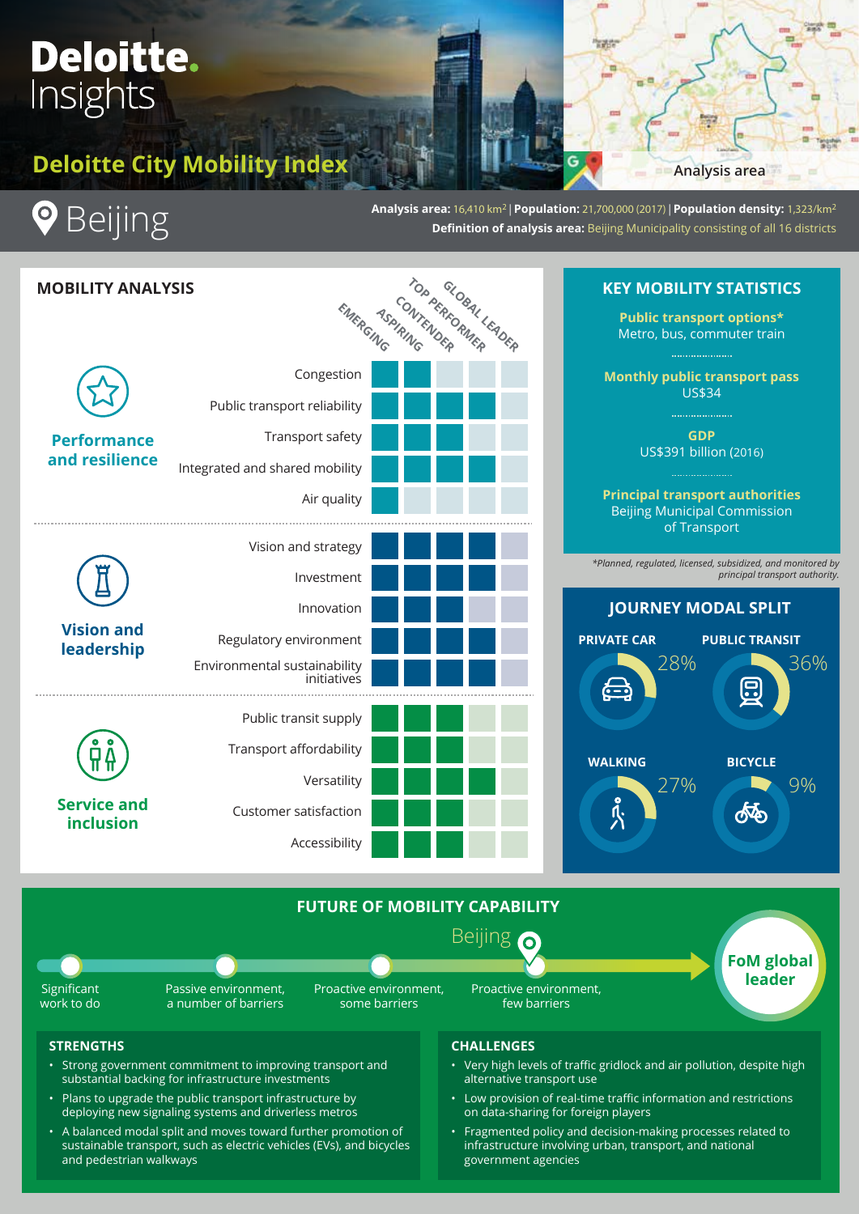# Deloitte. Insights

## Deloitte City Mobility Index

Analysis area

# Beijing

**Analysis area:** 16,410 km[2] | **Population:** 21,700,000 (2017) | **Population density:** 1,323/km[2]
**Definition of analysis area:** Beijing Municipality consisting of all 16 districts

## MOBILITY ANALYSIS

| Category | Metric | Emerging | Aspiring | Contender | Top performer | Global leader |
|---|---|---|---|---|---|---|
| Performance and resilience | Congestion | ■ | ■ | | | |
| | Public transport reliability | ■ | ■ | ■ | ■ | |
| | Transport safety | ■ | ■ | ■ | | |
| | Integrated and shared mobility | ■ | ■ | ■ | ■ | |
| | Air quality | ■ | | | | |
| Vision and leadership | Vision and strategy | ■ | ■ | ■ | ■ | |
| | Investment | ■ | ■ | ■ | ■ | |
| | Innovation | ■ | ■ | ■ | | |
| | Regulatory environment | ■ | ■ | ■ | ■ | |
| | Environmental sustainability initiatives | ■ | ■ | ■ | ■ | |
| Service and inclusion | Public transit supply | ■ | ■ | ■ | | |
| | Transport affordability | ■ | ■ | ■ | | |
| | Versatility | ■ | ■ | ■ | ■ | |
| | Customer satisfaction | ■ | ■ | ■ | | |
| | Accessibility | ■ | ■ | ■ | | |

## KEY MOBILITY STATISTICS

**Public transport options***
Metro, bus, commuter train

**Monthly public transport pass**
US$34

**GDP**
US$391 billion (2016)

**Principal transport authorities**
Beijing Municipal Commission of Transport

*Planned, regulated, licensed, subsidized, and monitored by principal transport authority.

## JOURNEY MODAL SPLIT

- **PRIVATE CAR:** 28%
- **PUBLIC TRANSIT:** 36%
- **WALKING:** 27%
- **BICYCLE:** 9%

## FUTURE OF MOBILITY CAPABILITY

Significant work to do → Passive environment, a number of barriers → Proactive environment, some barriers → Proactive environment, few barriers (Beijing) → FoM global leader

### STRENGTHS

- Strong government commitment to improving transport and substantial backing for infrastructure investments
- Plans to upgrade the public transport infrastructure by deploying new signaling systems and driverless metros
- A balanced modal split and moves toward further promotion of sustainable transport, such as electric vehicles (EVs), and bicycles and pedestrian walkways

### CHALLENGES

- Very high levels of traffic gridlock and air pollution, despite high alternative transport use
- Low provision of real-time traffic information and restrictions on data-sharing for foreign players
- Fragmented policy and decision-making processes related to infrastructure involving urban, transport, and national government agencies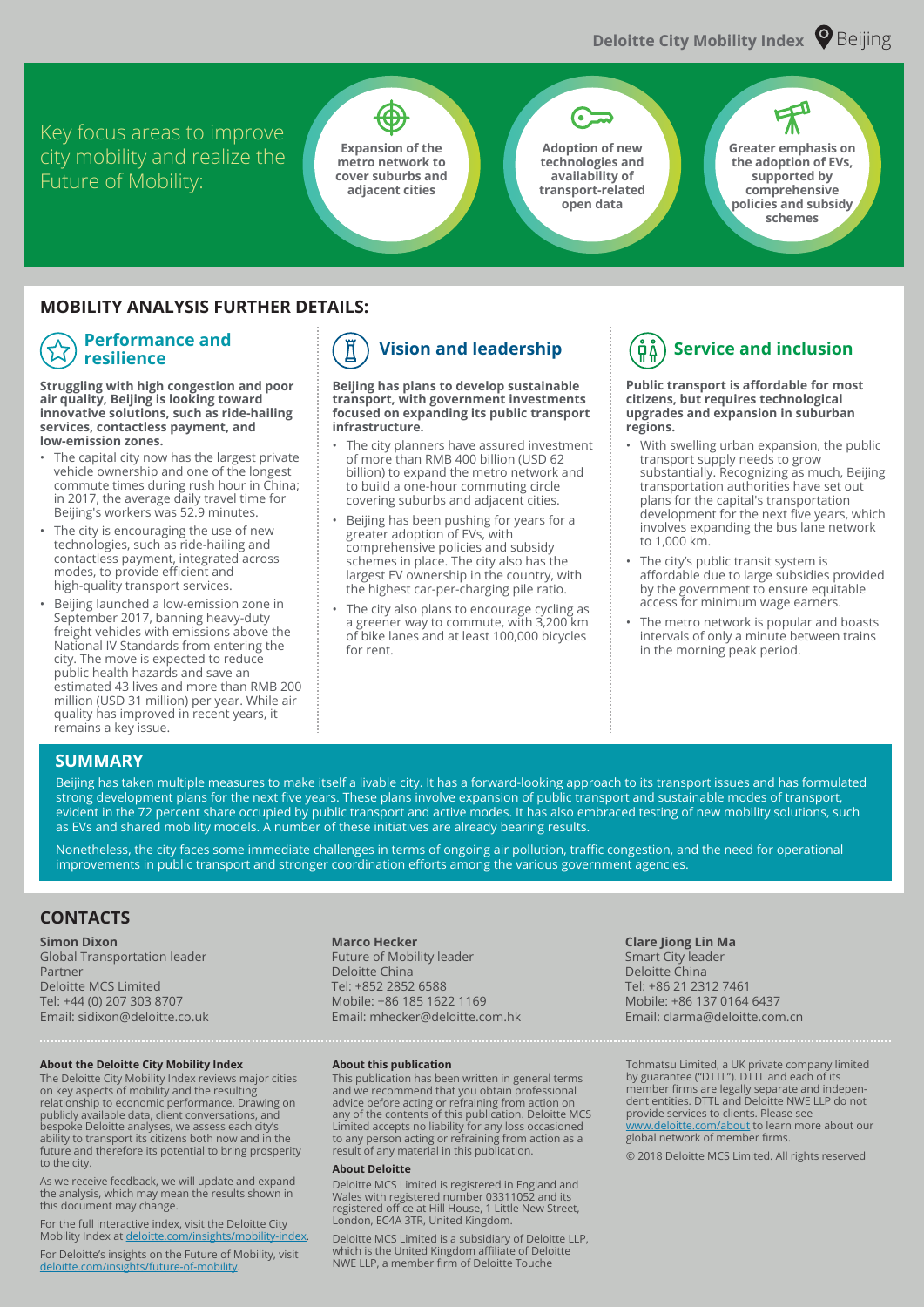Key focus areas to improve city mobility and realize the Future of Mobility:

- **Expansion of the metro network to cover suburbs and adjacent cities**
- **Adoption of new technologies and availability of transport-related open data**
- **Greater emphasis on the adoption of EVs, supported by comprehensive policies and subsidy schemes**

## MOBILITY ANALYSIS FURTHER DETAILS:

### Performance and resilience

**Struggling with high congestion and poor air quality, Beijing is looking toward innovative solutions, such as ride-hailing services, contactless payment, and low-emission zones.**

- The capital city now has the largest private vehicle ownership and one of the longest commute times during rush hour in China; in 2017, the average daily travel time for Beijing's workers was 52.9 minutes.
- The city is encouraging the use of new technologies, such as ride-hailing and contactless payment, integrated across modes, to provide efficient and high-quality transport services.
- Beijing launched a low-emission zone in September 2017, banning heavy-duty freight vehicles with emissions above the National IV Standards from entering the city. The move is expected to reduce public health hazards and save an estimated 43 lives and more than RMB 200 million (USD 31 million) per year. While air quality has improved in recent years, it remains a key issue.

### Vision and leadership

**Beijing has plans to develop sustainable transport, with government investments focused on expanding its public transport infrastructure.**

- The city planners have assured investment of more than RMB 400 billion (USD 62 billion) to expand the metro network and to build a one-hour commuting circle covering suburbs and adjacent cities.
- Beijing has been pushing for years for a greater adoption of EVs, with comprehensive policies and subsidy schemes in place. The city also has the largest EV ownership in the country, with the highest car-per-charging pile ratio.
- The city also plans to encourage cycling as a greener way to commute, with 3,200 km of bike lanes and at least 100,000 bicycles for rent.

### Service and inclusion

**Public transport is affordable for most citizens, but requires technological upgrades and expansion in suburban regions.**

- With swelling urban expansion, the public transport supply needs to grow substantially. Recognizing as much, Beijing transportation authorities have set out plans for the capital's transportation development for the next five years, which involves expanding the bus lane network to 1,000 km.
- The city's public transit system is affordable due to large subsidies provided by the government to ensure equitable access for minimum wage earners.
- The metro network is popular and boasts intervals of only a minute between trains in the morning peak period.

## SUMMARY

Beijing has taken multiple measures to make itself a livable city. It has a forward-looking approach to its transport issues and has formulated strong development plans for the next five years. These plans involve expansion of public transport and sustainable modes of transport, evident in the 72 percent share occupied by public transport and active modes. It has also embraced testing of new mobility solutions, such as EVs and shared mobility models. A number of these initiatives are already bearing results.

Nonetheless, the city faces some immediate challenges in terms of ongoing air pollution, traffic congestion, and the need for operational improvements in public transport and stronger coordination efforts among the various government agencies.

## CONTACTS

**Simon Dixon**
Global Transportation leader
Partner
Deloitte MCS Limited
Tel: +44 (0) 207 303 8707
Email: sidixon@deloitte.co.uk

**Marco Hecker**
Future of Mobility leader
Deloitte China
Tel: +852 2852 6588
Mobile: +86 185 1622 1169
Email: mhecker@deloitte.com.hk

**Clare Jiong Lin Ma**
Smart City leader
Deloitte China
Tel: +86 21 2312 7461
Mobile: +86 137 0164 6437
Email: clarma@deloitte.com.cn

**About the Deloitte City Mobility Index**

The Deloitte City Mobility Index reviews major cities on key aspects of mobility and the resulting relationship to economic performance. Drawing on publicly available data, client conversations, and bespoke Deloitte analyses, we assess each city's ability to transport its citizens both now and in the future and therefore its potential to bring prosperity to the city.

As we receive feedback, we will update and expand the analysis, which may mean the results shown in this document may change.

For the full interactive index, visit the Deloitte City Mobility Index at deloitte.com/insights/mobility-index.

For Deloitte's insights on the Future of Mobility, visit deloitte.com/insights/future-of-mobility.

**About this publication**

This publication has been written in general terms and we recommend that you obtain professional advice before acting or refraining from action on any of the contents of this publication. Deloitte MCS Limited accepts no liability for any loss occasioned to any person acting or refraining from action as a result of any material in this publication.

**About Deloitte**

Deloitte MCS Limited is registered in England and Wales with registered number 03311052 and its registered office at Hill House, 1 Little New Street, London, EC4A 3TR, United Kingdom.

Deloitte MCS Limited is a subsidiary of Deloitte LLP, which is the United Kingdom affiliate of Deloitte NWE LLP, a member firm of Deloitte Touche Tohmatsu Limited, a UK private company limited by guarantee ("DTTL"). DTTL and each of its member firms are legally separate and independent entities. DTTL and Deloitte NWE LLP do not provide services to clients. Please see www.deloitte.com/about to learn more about our global network of member firms.

© 2018 Deloitte MCS Limited. All rights reserved